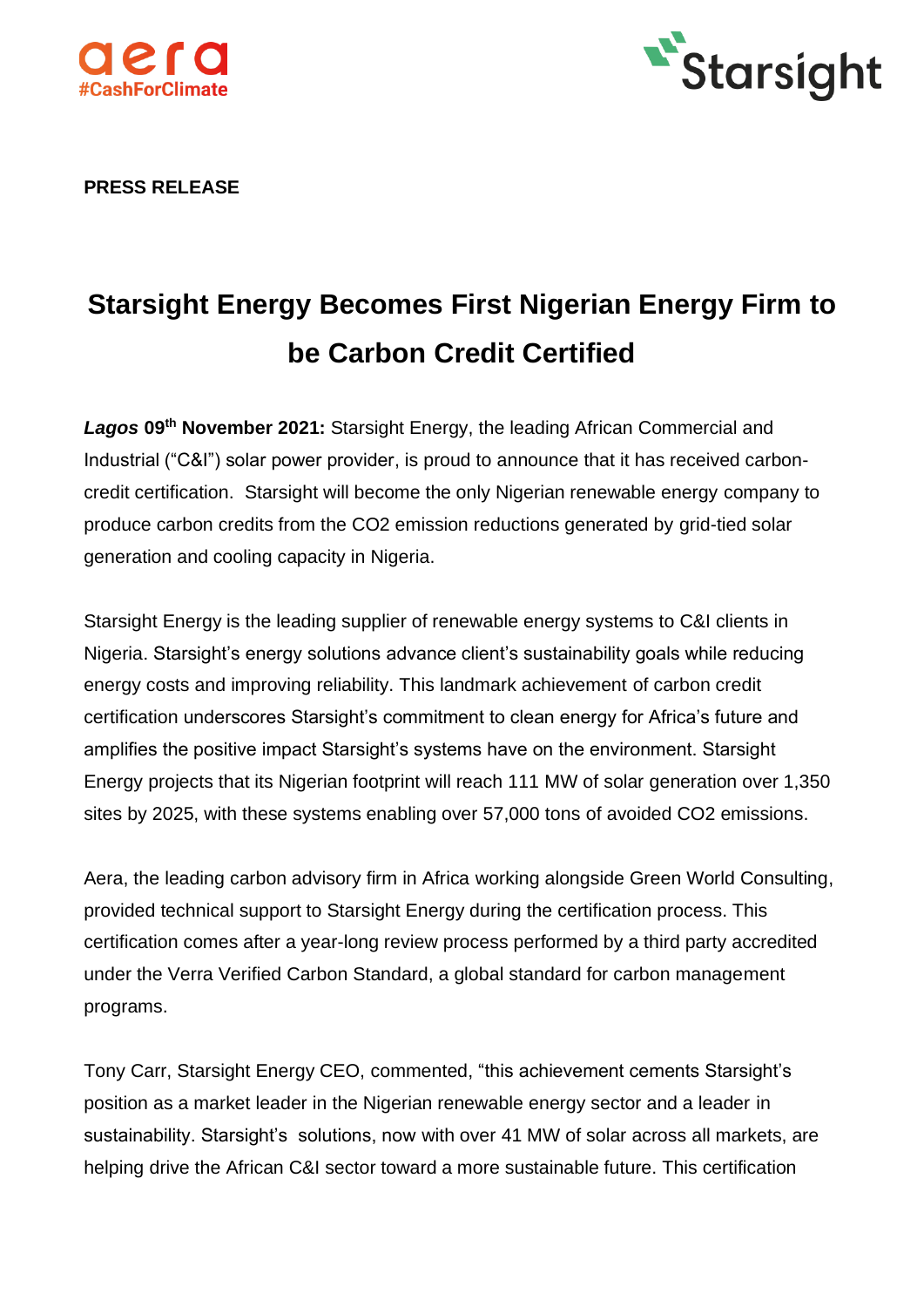aera
#CashForClimate

Starsight

**PRESS RELEASE**

# Starsight Energy Becomes First Nigerian Energy Firm to be Carbon Credit Certified

***Lagos* 09th November 2021:** Starsight Energy, the leading African Commercial and Industrial ("C&I") solar power provider, is proud to announce that it has received carbon-credit certification. Starsight will become the only Nigerian renewable energy company to produce carbon credits from the $CO_2$ emission reductions generated by grid-tied solar generation and cooling capacity in Nigeria.

Starsight Energy is the leading supplier of renewable energy systems to C&I clients in Nigeria. Starsight's energy solutions advance client's sustainability goals while reducing energy costs and improving reliability. This landmark achievement of carbon credit certification underscores Starsight's commitment to clean energy for Africa's future and amplifies the positive impact Starsight's systems have on the environment. Starsight Energy projects that its Nigerian footprint will reach 111 MW of solar generation over 1,350 sites by 2025, with these systems enabling over 57,000 tons of avoided $CO_2$ emissions.

Aera, the leading carbon advisory firm in Africa working alongside Green World Consulting, provided technical support to Starsight Energy during the certification process. This certification comes after a year-long review process performed by a third party accredited under the Verra Verified Carbon Standard, a global standard for carbon management programs.

Tony Carr, Starsight Energy CEO, commented, "this achievement cements Starsight's position as a market leader in the Nigerian renewable energy sector and a leader in sustainability. Starsight's solutions, now with over 41 MW of solar across all markets, are helping drive the African C&I sector toward a more sustainable future. This certification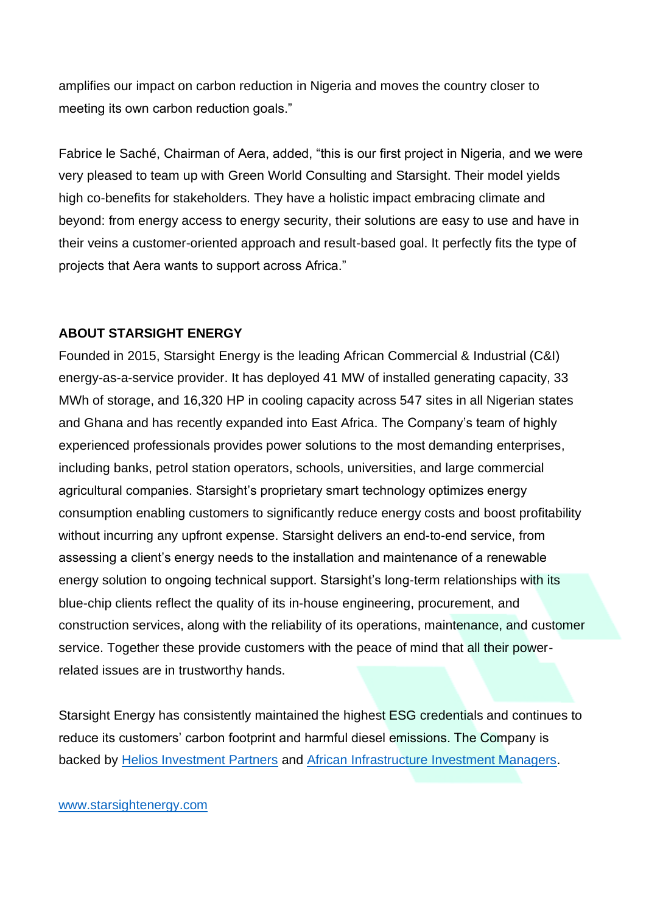amplifies our impact on carbon reduction in Nigeria and moves the country closer to meeting its own carbon reduction goals."

Fabrice le Saché, Chairman of Aera, added, "this is our first project in Nigeria, and we were very pleased to team up with Green World Consulting and Starsight. Their model yields high co-benefits for stakeholders. They have a holistic impact embracing climate and beyond: from energy access to energy security, their solutions are easy to use and have in their veins a customer-oriented approach and result-based goal. It perfectly fits the type of projects that Aera wants to support across Africa."

**ABOUT STARSIGHT ENERGY**

Founded in 2015, Starsight Energy is the leading African Commercial & Industrial (C&I) energy-as-a-service provider. It has deployed 41 MW of installed generating capacity, 33 MWh of storage, and 16,320 HP in cooling capacity across 547 sites in all Nigerian states and Ghana and has recently expanded into East Africa. The Company's team of highly experienced professionals provides power solutions to the most demanding enterprises, including banks, petrol station operators, schools, universities, and large commercial agricultural companies. Starsight's proprietary smart technology optimizes energy consumption enabling customers to significantly reduce energy costs and boost profitability without incurring any upfront expense. Starsight delivers an end-to-end service, from assessing a client's energy needs to the installation and maintenance of a renewable energy solution to ongoing technical support. Starsight's long-term relationships with its blue-chip clients reflect the quality of its in-house engineering, procurement, and construction services, along with the reliability of its operations, maintenance, and customer service. Together these provide customers with the peace of mind that all their power-related issues are in trustworthy hands.

Starsight Energy has consistently maintained the highest ESG credentials and continues to reduce its customers' carbon footprint and harmful diesel emissions. The Company is backed by [Helios Investment Partners]() and [African Infrastructure Investment Managers]().

[www.starsightenergy.com]()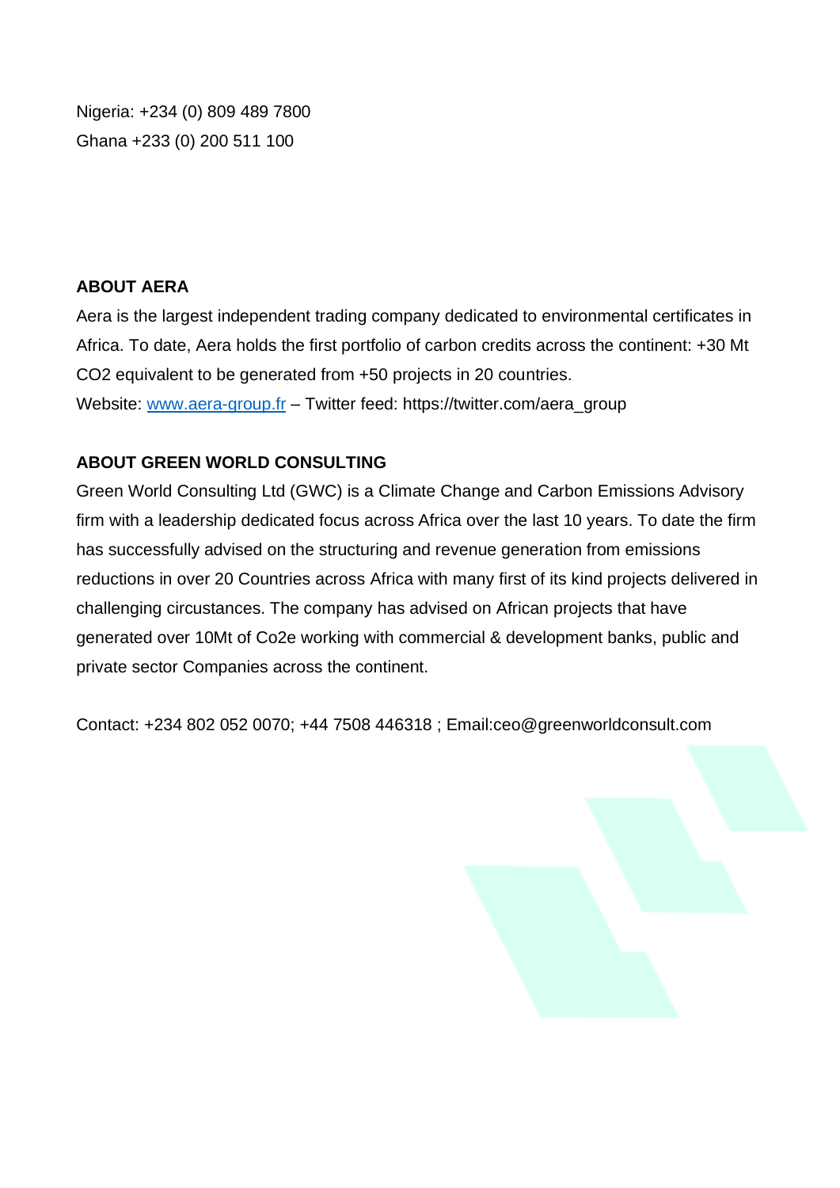Nigeria: +234 (0) 809 489 7800
Ghana +233 (0) 200 511 100

**ABOUT AERA**

Aera is the largest independent trading company dedicated to environmental certificates in Africa. To date, Aera holds the first portfolio of carbon credits across the continent: +30 Mt $CO_2$ equivalent to be generated from +50 projects in 20 countries.
Website: [www.aera-group.fr](http://www.aera-group.fr) – Twitter feed: https://twitter.com/aera_group

**ABOUT GREEN WORLD CONSULTING**

Green World Consulting Ltd (GWC) is a Climate Change and Carbon Emissions Advisory firm with a leadership dedicated focus across Africa over the last 10 years. To date the firm has successfully advised on the structuring and revenue generation from emissions reductions in over 20 Countries across Africa with many first of its kind projects delivered in challenging circustances. The company has advised on African projects that have generated over 10Mt of Co2e working with commercial & development banks, public and private sector Companies across the continent.

Contact: +234 802 052 0070; +44 7508 446318 ; Email:ceo@greenworldconsult.com